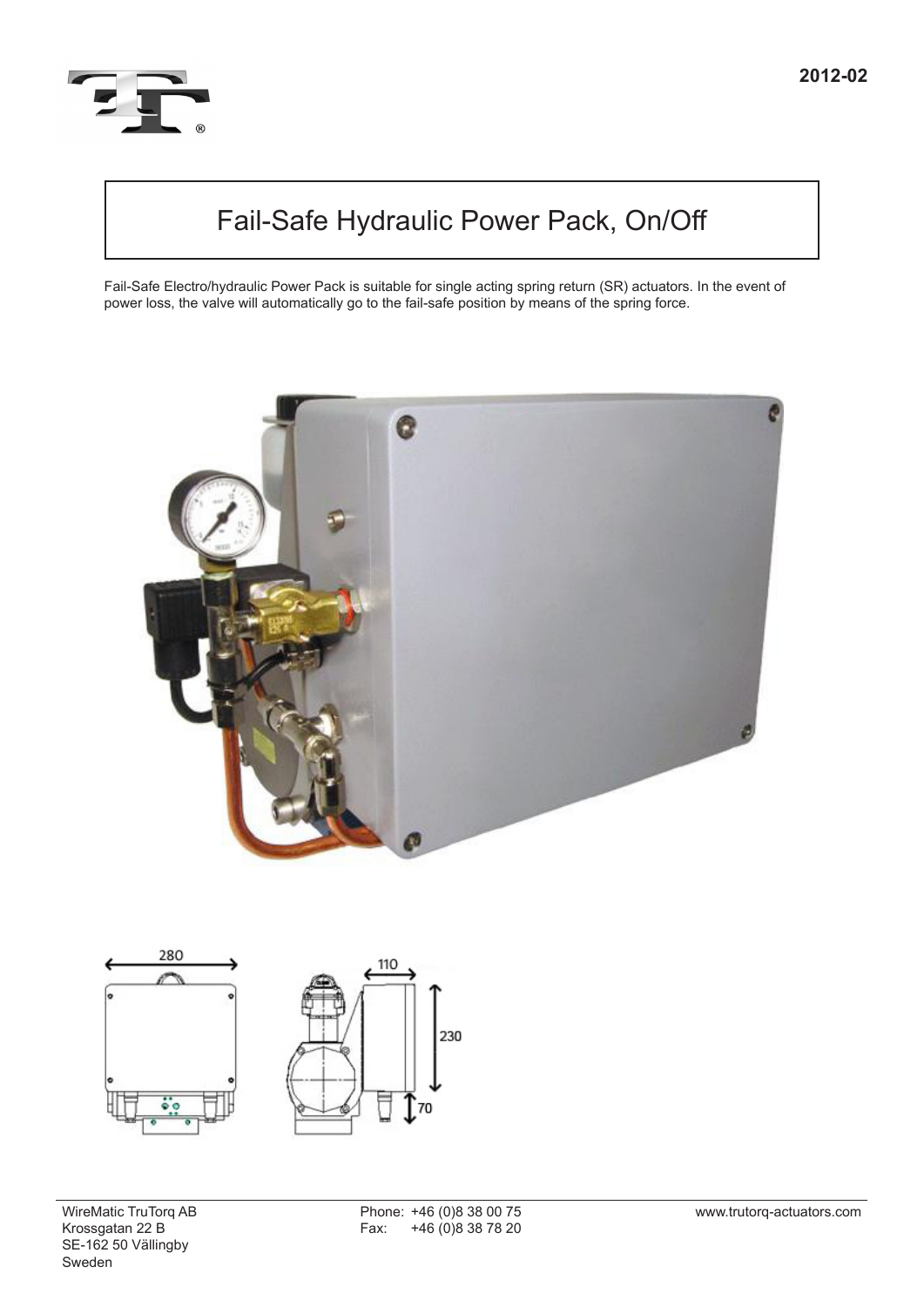2012-02

# Fail-Safe Hydraulic Power Pack, On/Off

Fail-Safe Electro/hydraulic Power Pack is suitable for single acting spring return (SR) actuators. In the event of power loss, the valve will automatically go to the fail-safe position by means of the spring force.

WireMatic TruTorq AB
Krossgatan 22 B
SE-162 50 Vällingby
Sweden

Phone: +46 (0)8 38 00 75
Fax: +46 (0)8 38 78 20

www.trutorq-actuators.com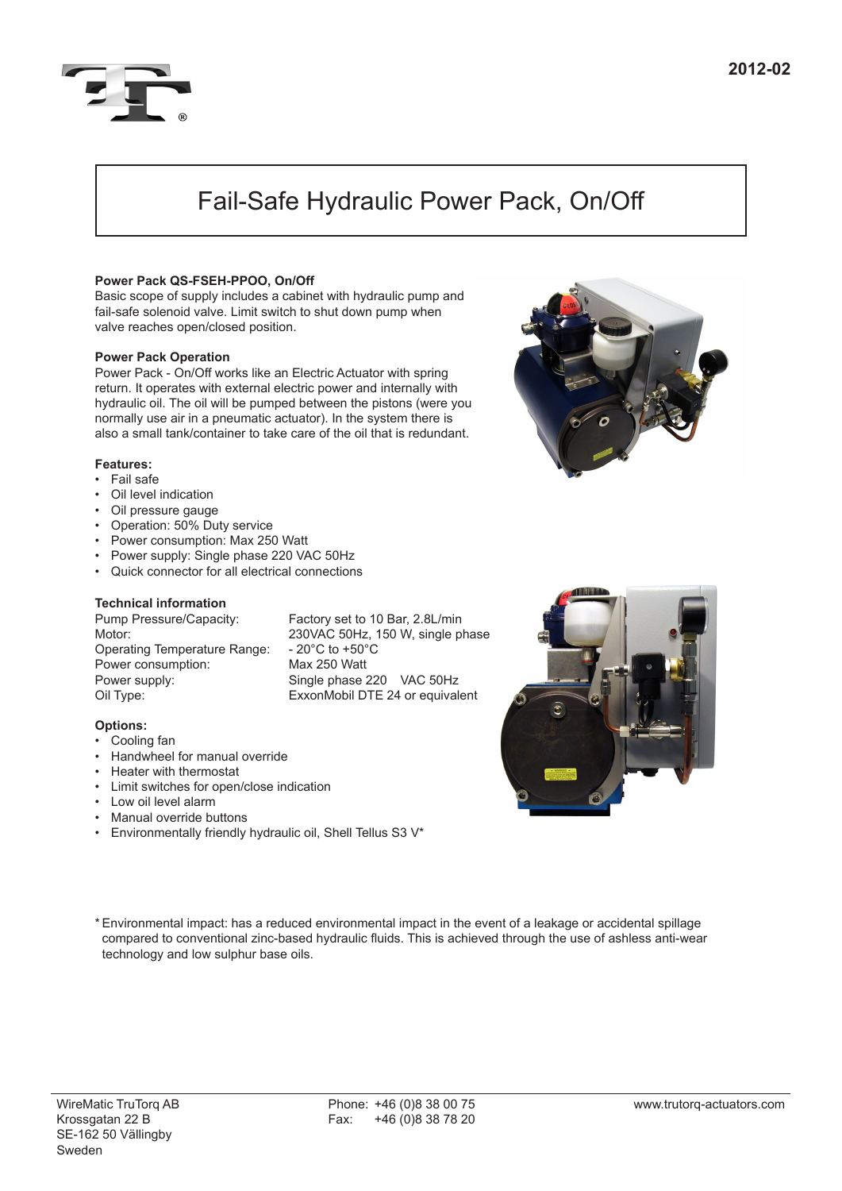2012-02

# Fail-Safe Hydraulic Power Pack, On/Off

**Power Pack QS-FSEH-PPOO, On/Off**
Basic scope of supply includes a cabinet with hydraulic pump and fail-safe solenoid valve. Limit switch to shut down pump when valve reaches open/closed position.

**Power Pack Operation**
Power Pack - On/Off works like an Electric Actuator with spring return. It operates with external electric power and internally with hydraulic oil. The oil will be pumped between the pistons (were you normally use air in a pneumatic actuator). In the system there is also a small tank/container to take care of the oil that is redundant.

**Features:**

- Fail safe
- Oil level indication
- Oil pressure gauge
- Operation: 50% Duty service
- Power consumption: Max 250 Watt
- Power supply: Single phase 220 VAC 50Hz
- Quick connector for all electrical connections

**Technical information**

| | |
|---|---|
| Pump Pressure/Capacity: | Factory set to 10 Bar, 2.8L/min |
| Motor: | 230VAC 50Hz, 150 W, single phase |
| Operating Temperature Range: | - 20°C to +50°C |
| Power consumption: | Max 250 Watt |
| Power supply: | Single phase 220 VAC 50Hz |
| Oil Type: | ExxonMobil DTE 24 or equivalent |

**Options:**

- Cooling fan
- Handwheel for manual override
- Heater with thermostat
- Limit switches for open/close indication
- Low oil level alarm
- Manual override buttons
- Environmentally friendly hydraulic oil, Shell Tellus S3 V*

* Environmental impact: has a reduced environmental impact in the event of a leakage or accidental spillage compared to conventional zinc-based hydraulic fluids. This is achieved through the use of ashless anti-wear technology and low sulphur base oils.

WireMatic TruTorq AB
Krossgatan 22 B
SE-162 50 Vällingby
Sweden

Phone: +46 (0)8 38 00 75
Fax: +46 (0)8 38 78 20

www.trutorq-actuators.com